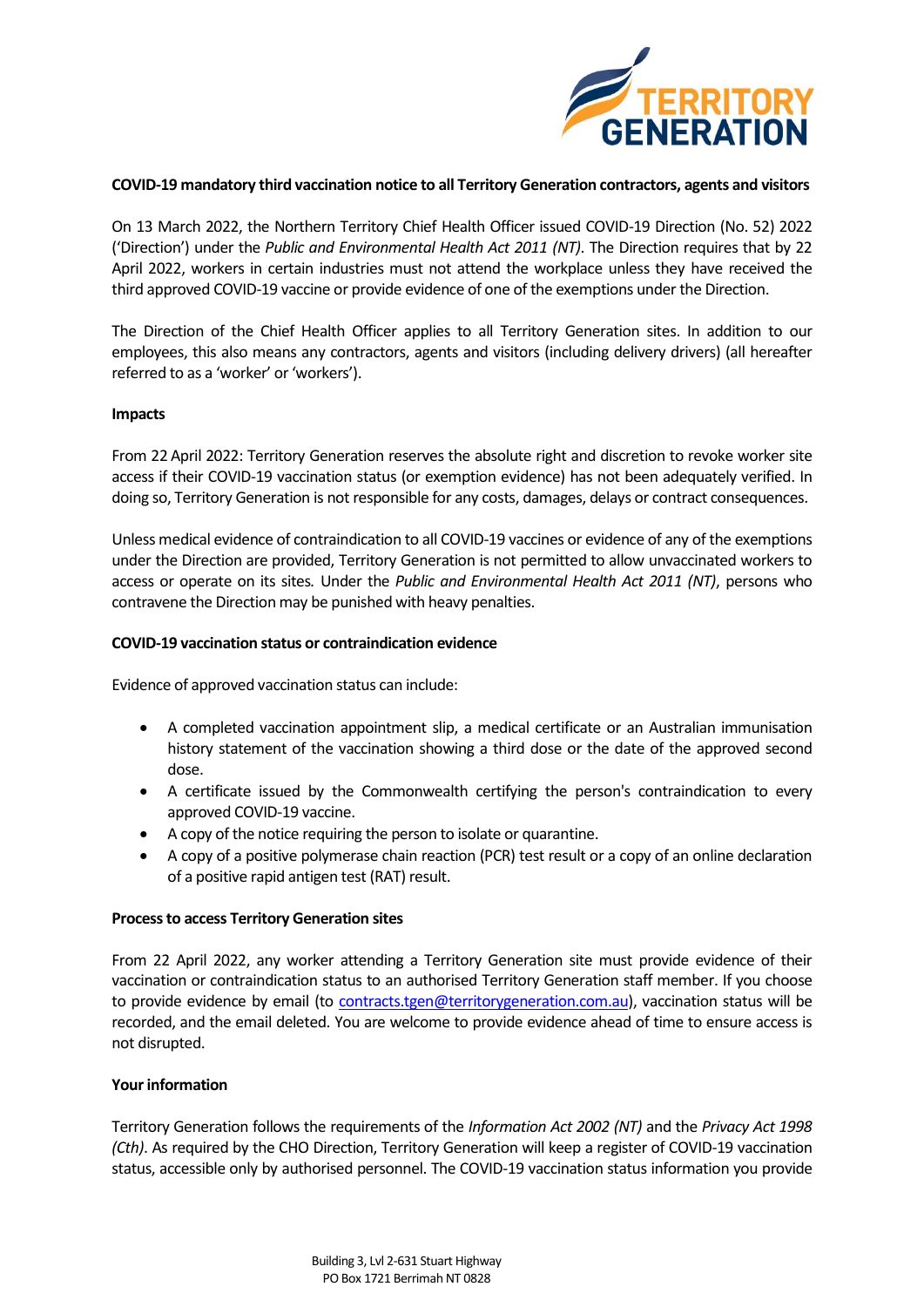**COVID-19 mandatory third vaccination notice to all Territory Generation contractors, agents and visitors**

On 13 March 2022, the Northern Territory Chief Health Officer issued COVID-19 Direction (No. 52) 2022 ('Direction') under the *Public and Environmental Health Act 2011 (NT)*. The Direction requires that by 22 April 2022, workers in certain industries must not attend the workplace unless they have received the third approved COVID-19 vaccine or provide evidence of one of the exemptions under the Direction.

The Direction of the Chief Health Officer applies to all Territory Generation sites. In addition to our employees, this also means any contractors, agents and visitors (including delivery drivers) (all hereafter referred to as a 'worker' or 'workers').

**Impacts**

From 22 April 2022: Territory Generation reserves the absolute right and discretion to revoke worker site access if their COVID-19 vaccination status (or exemption evidence) has not been adequately verified. In doing so, Territory Generation is not responsible for any costs, damages, delays or contract consequences.

Unless medical evidence of contraindication to all COVID-19 vaccines or evidence of any of the exemptions under the Direction are provided, Territory Generation is not permitted to allow unvaccinated workers to access or operate on its sites. Under the *Public and Environmental Health Act 2011 (NT)*, persons who contravene the Direction may be punished with heavy penalties.

**COVID-19 vaccination status or contraindication evidence**

Evidence of approved vaccination status can include:

- A completed vaccination appointment slip, a medical certificate or an Australian immunisation history statement of the vaccination showing a third dose or the date of the approved second dose.
- A certificate issued by the Commonwealth certifying the person's contraindication to every approved COVID-19 vaccine.
- A copy of the notice requiring the person to isolate or quarantine.
- A copy of a positive polymerase chain reaction (PCR) test result or a copy of an online declaration of a positive rapid antigen test (RAT) result.

**Process to access Territory Generation sites**

From 22 April 2022, any worker attending a Territory Generation site must provide evidence of their vaccination or contraindication status to an authorised Territory Generation staff member. If you choose to provide evidence by email (to contracts.tgen@territorygeneration.com.au), vaccination status will be recorded, and the email deleted. You are welcome to provide evidence ahead of time to ensure access is not disrupted.

**Your information**

Territory Generation follows the requirements of the *Information Act 2002 (NT)* and the *Privacy Act 1998 (Cth)*. As required by the CHO Direction, Territory Generation will keep a register of COVID-19 vaccination status, accessible only by authorised personnel. The COVID-19 vaccination status information you provide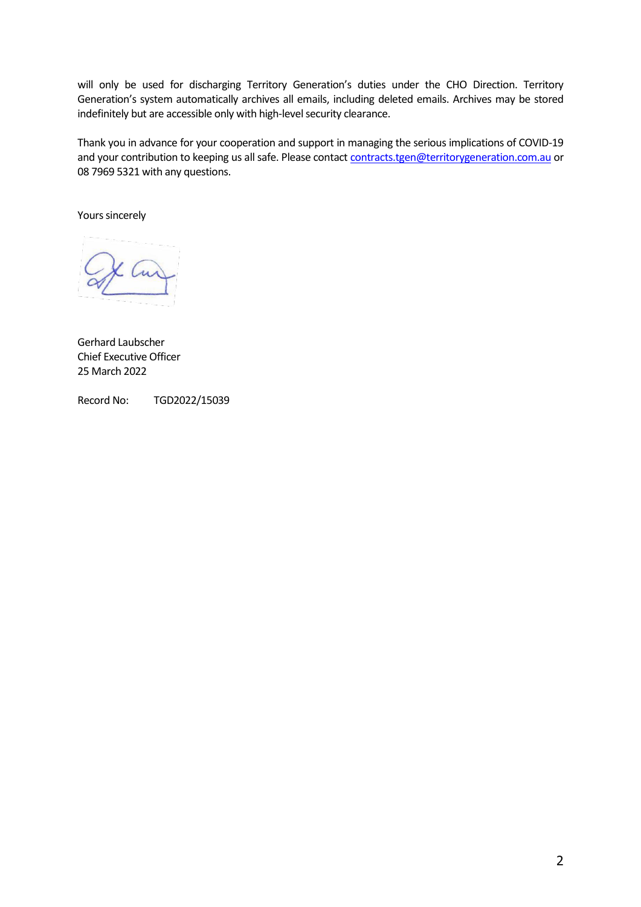will only be used for discharging Territory Generation's duties under the CHO Direction. Territory Generation's system automatically archives all emails, including deleted emails. Archives may be stored indefinitely but are accessible only with high-level security clearance.

Thank you in advance for your cooperation and support in managing the serious implications of COVID-19 and your contribution to keeping us all safe. Please contact contracts.tgen@territorygeneration.com.au or 08 7969 5321 with any questions.

Yours sincerely

Gerhard Laubscher
Chief Executive Officer
25 March 2022

Record No: TGD2022/15039